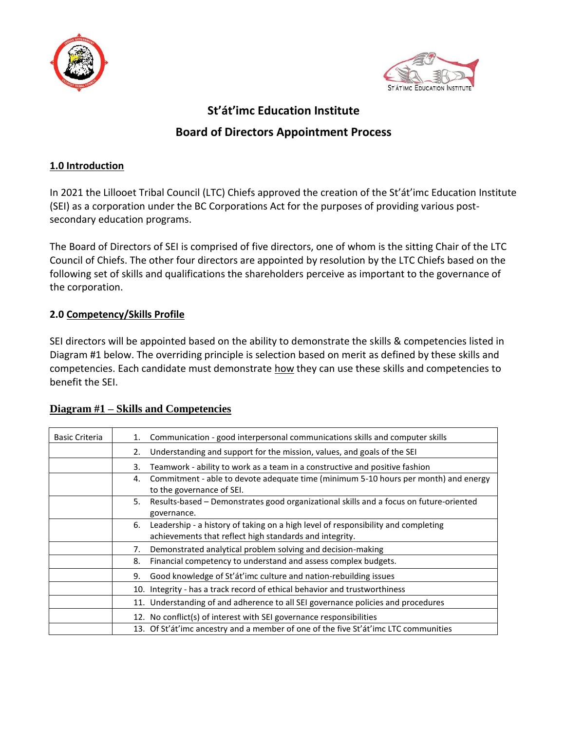# St'át'imc Education Institute

## Board of Directors Appointment Process

### 1.0 Introduction

In 2021 the Lillooet Tribal Council (LTC) Chiefs approved the creation of the St'át'imc Education Institute (SEI) as a corporation under the BC Corporations Act for the purposes of providing various post-secondary education programs.

The Board of Directors of SEI is comprised of five directors, one of whom is the sitting Chair of the LTC Council of Chiefs. The other four directors are appointed by resolution by the LTC Chiefs based on the following set of skills and qualifications the shareholders perceive as important to the governance of the corporation.

### 2.0 Competency/Skills Profile

SEI directors will be appointed based on the ability to demonstrate the skills & competencies listed in Diagram #1 below. The overriding principle is selection based on merit as defined by these skills and competencies. Each candidate must demonstrate how they can use these skills and competencies to benefit the SEI.

### Diagram #1 – Skills and Competencies

| Basic Criteria | 1. Communication - good interpersonal communications skills and computer skills |
|---|---|
| | 2. Understanding and support for the mission, values, and goals of the SEI |
| | 3. Teamwork - ability to work as a team in a constructive and positive fashion |
| | 4. Commitment - able to devote adequate time (minimum 5-10 hours per month) and energy to the governance of SEI. |
| | 5. Results-based – Demonstrates good organizational skills and a focus on future-oriented governance. |
| | 6. Leadership - a history of taking on a high level of responsibility and completing achievements that reflect high standards and integrity. |
| | 7. Demonstrated analytical problem solving and decision-making |
| | 8. Financial competency to understand and assess complex budgets. |
| | 9. Good knowledge of St'át'imc culture and nation-rebuilding issues |
| | 10. Integrity - has a track record of ethical behavior and trustworthiness |
| | 11. Understanding of and adherence to all SEI governance policies and procedures |
| | 12. No conflict(s) of interest with SEI governance responsibilities |
| | 13. Of St'át'imc ancestry and a member of one of the five St'át'imc LTC communities |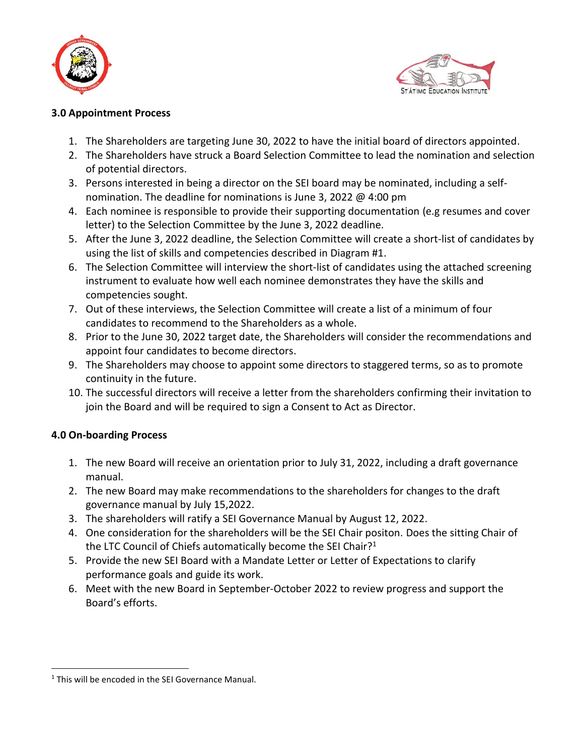### 3.0 Appointment Process

1. The Shareholders are targeting June 30, 2022 to have the initial board of directors appointed.
2. The Shareholders have struck a Board Selection Committee to lead the nomination and selection of potential directors.
3. Persons interested in being a director on the SEI board may be nominated, including a self-nomination. The deadline for nominations is June 3, 2022 @ 4:00 pm
4. Each nominee is responsible to provide their supporting documentation (e.g resumes and cover letter) to the Selection Committee by the June 3, 2022 deadline.
5. After the June 3, 2022 deadline, the Selection Committee will create a short-list of candidates by using the list of skills and competencies described in Diagram #1.
6. The Selection Committee will interview the short-list of candidates using the attached screening instrument to evaluate how well each nominee demonstrates they have the skills and competencies sought.
7. Out of these interviews, the Selection Committee will create a list of a minimum of four candidates to recommend to the Shareholders as a whole.
8. Prior to the June 30, 2022 target date, the Shareholders will consider the recommendations and appoint four candidates to become directors.
9. The Shareholders may choose to appoint some directors to staggered terms, so as to promote continuity in the future.
10. The successful directors will receive a letter from the shareholders confirming their invitation to join the Board and will be required to sign a Consent to Act as Director.

### 4.0 On-boarding Process

1. The new Board will receive an orientation prior to July 31, 2022, including a draft governance manual.
2. The new Board may make recommendations to the shareholders for changes to the draft governance manual by July 15,2022.
3. The shareholders will ratify a SEI Governance Manual by August 12, 2022.
4. One consideration for the shareholders will be the SEI Chair positon. Does the sitting Chair of the LTC Council of Chiefs automatically become the SEI Chair?[1]
5. Provide the new SEI Board with a Mandate Letter or Letter of Expectations to clarify performance goals and guide its work.
6. Meet with the new Board in September-October 2022 to review progress and support the Board's efforts.

[1] This will be encoded in the SEI Governance Manual.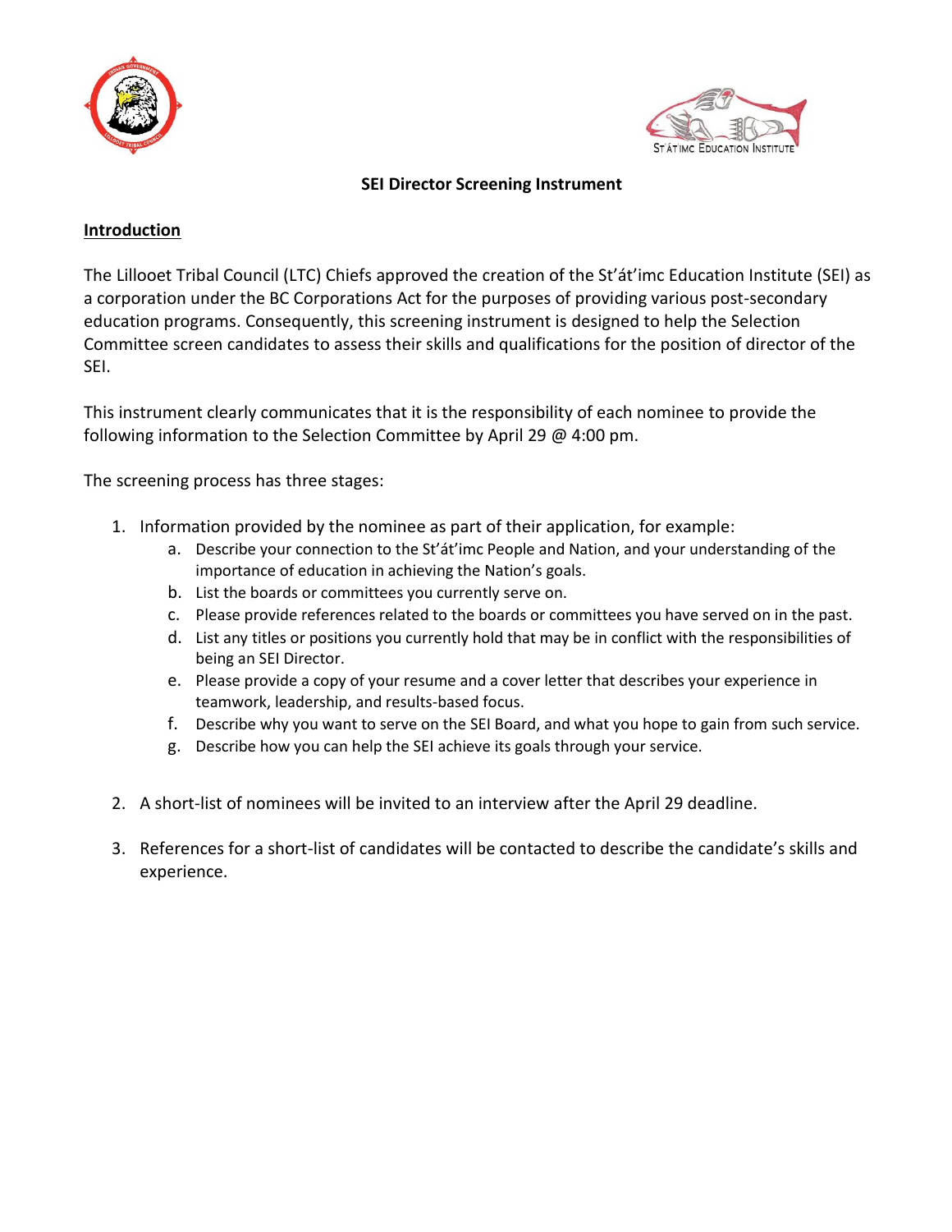### SEI Director Screening Instrument

**Introduction**

The Lillooet Tribal Council (LTC) Chiefs approved the creation of the St'át'imc Education Institute (SEI) as a corporation under the BC Corporations Act for the purposes of providing various post-secondary education programs. Consequently, this screening instrument is designed to help the Selection Committee screen candidates to assess their skills and qualifications for the position of director of the SEI.

This instrument clearly communicates that it is the responsibility of each nominee to provide the following information to the Selection Committee by April 29 @ 4:00 pm.

The screening process has three stages:

1. Information provided by the nominee as part of their application, for example:
    a. Describe your connection to the St'át'imc People and Nation, and your understanding of the importance of education in achieving the Nation's goals.
    b. List the boards or committees you currently serve on.
    c. Please provide references related to the boards or committees you have served on in the past.
    d. List any titles or positions you currently hold that may be in conflict with the responsibilities of being an SEI Director.
    e. Please provide a copy of your resume and a cover letter that describes your experience in teamwork, leadership, and results-based focus.
    f. Describe why you want to serve on the SEI Board, and what you hope to gain from such service.
    g. Describe how you can help the SEI achieve its goals through your service.

2. A short-list of nominees will be invited to an interview after the April 29 deadline.

3. References for a short-list of candidates will be contacted to describe the candidate's skills and experience.